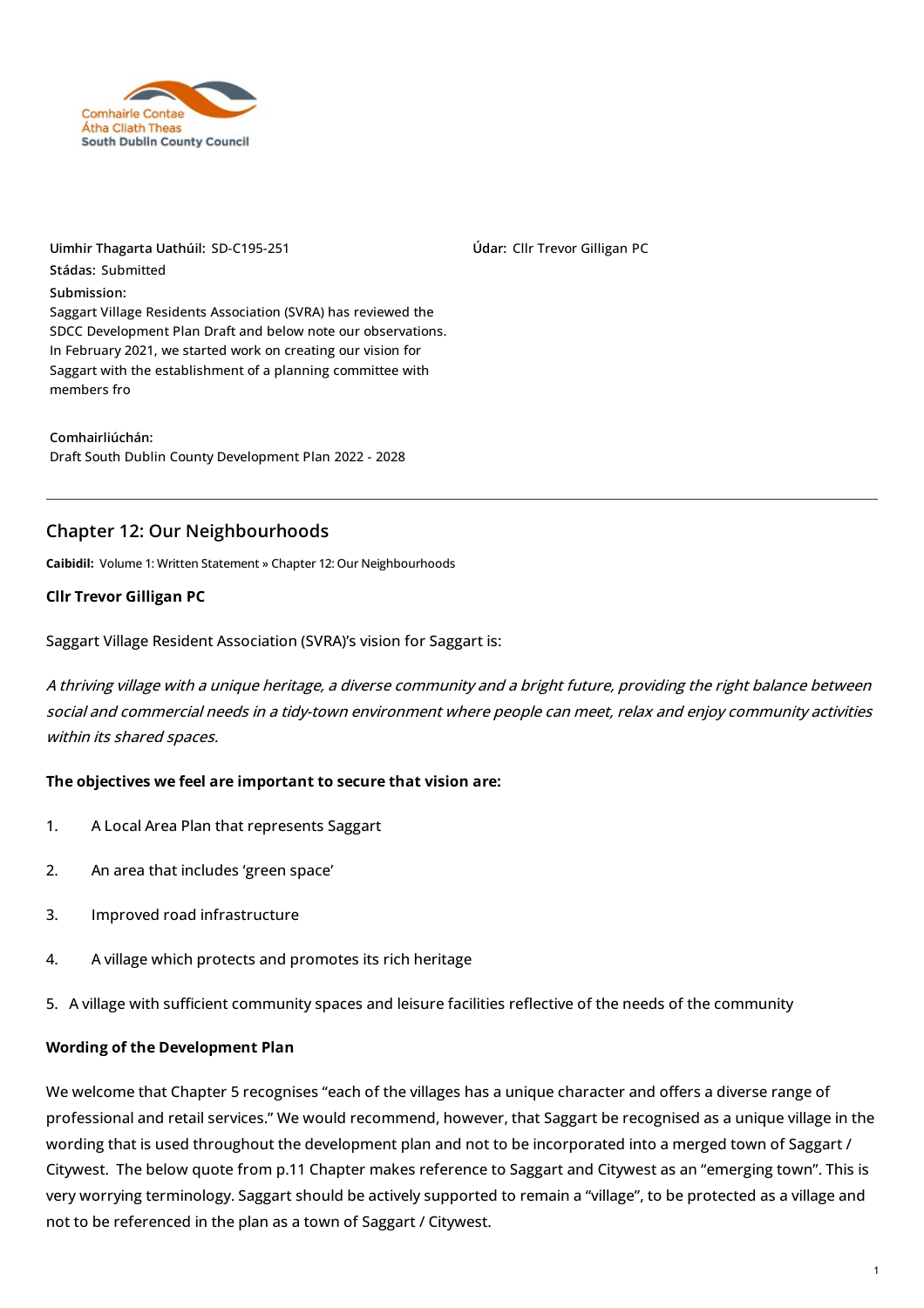Comhairle Contae
Átha Cliath Theas
South Dublin County Council

**Uimhir Thagarta Uathúil:** SD-C195-251

**Údar:** Cllr Trevor Gilligan PC

**Stádas:** Submitted

**Submission:**
Saggart Village Residents Association (SVRA) has reviewed the SDCC Development Plan Draft and below note our observations. In February 2021, we started work on creating our vision for Saggart with the establishment of a planning committee with members fro

**Comhairliúchán:**
Draft South Dublin County Development Plan 2022 - 2028

---

## Chapter 12: Our Neighbourhoods

**Caibidil:** Volume 1: Written Statement » Chapter 12: Our Neighbourhoods

**Cllr Trevor Gilligan PC**

Saggart Village Resident Association (SVRA)'s vision for Saggart is:

*A thriving village with a unique heritage, a diverse community and a bright future, providing the right balance between social and commercial needs in a tidy-town environment where people can meet, relax and enjoy community activities within its shared spaces.*

**The objectives we feel are important to secure that vision are:**

1. A Local Area Plan that represents Saggart
2. An area that includes 'green space'
3. Improved road infrastructure
4. A village which protects and promotes its rich heritage
5. A village with sufficient community spaces and leisure facilities reflective of the needs of the community

**Wording of the Development Plan**

We welcome that Chapter 5 recognises "each of the villages has a unique character and offers a diverse range of professional and retail services." We would recommend, however, that Saggart be recognised as a unique village in the wording that is used throughout the development plan and not to be incorporated into a merged town of Saggart / Citywest. The below quote from p.11 Chapter makes reference to Saggart and Citywest as an "emerging town". This is very worrying terminology. Saggart should be actively supported to remain a "village", to be protected as a village and not to be referenced in the plan as a town of Saggart / Citywest.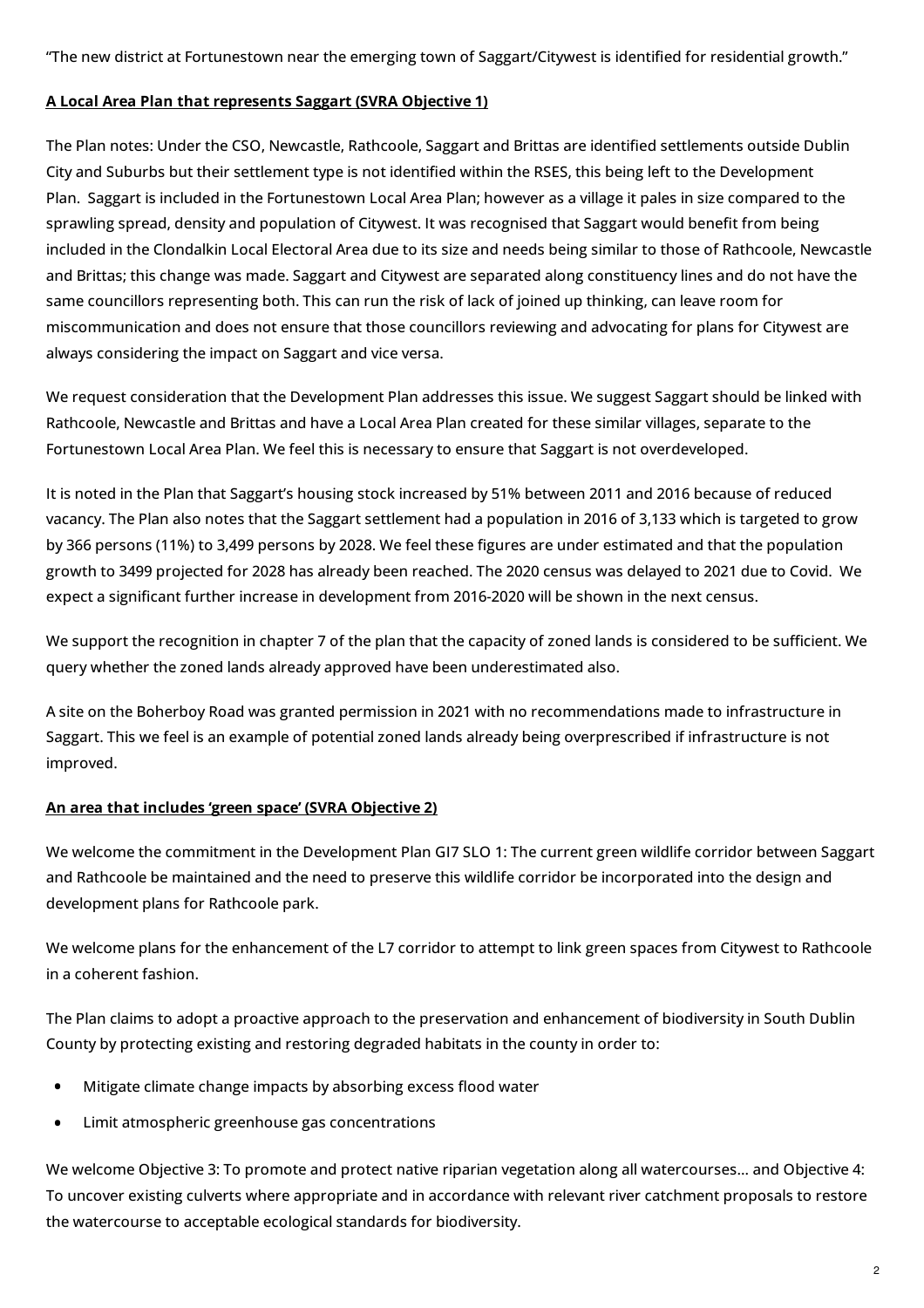"The new district at Fortunestown near the emerging town of Saggart/Citywest is identified for residential growth."

**A Local Area Plan that represents Saggart (SVRA Objective 1)**

The Plan notes: Under the CSO, Newcastle, Rathcoole, Saggart and Brittas are identified settlements outside Dublin City and Suburbs but their settlement type is not identified within the RSES, this being left to the Development Plan. Saggart is included in the Fortunestown Local Area Plan; however as a village it pales in size compared to the sprawling spread, density and population of Citywest. It was recognised that Saggart would benefit from being included in the Clondalkin Local Electoral Area due to its size and needs being similar to those of Rathcoole, Newcastle and Brittas; this change was made. Saggart and Citywest are separated along constituency lines and do not have the same councillors representing both. This can run the risk of lack of joined up thinking, can leave room for miscommunication and does not ensure that those councillors reviewing and advocating for plans for Citywest are always considering the impact on Saggart and vice versa.

We request consideration that the Development Plan addresses this issue. We suggest Saggart should be linked with Rathcoole, Newcastle and Brittas and have a Local Area Plan created for these similar villages, separate to the Fortunestown Local Area Plan. We feel this is necessary to ensure that Saggart is not overdeveloped.

It is noted in the Plan that Saggart's housing stock increased by 51% between 2011 and 2016 because of reduced vacancy. The Plan also notes that the Saggart settlement had a population in 2016 of 3,133 which is targeted to grow by 366 persons (11%) to 3,499 persons by 2028. We feel these figures are under estimated and that the population growth to 3499 projected for 2028 has already been reached. The 2020 census was delayed to 2021 due to Covid. We expect a significant further increase in development from 2016-2020 will be shown in the next census.

We support the recognition in chapter 7 of the plan that the capacity of zoned lands is considered to be sufficient. We query whether the zoned lands already approved have been underestimated also.

A site on the Boherboy Road was granted permission in 2021 with no recommendations made to infrastructure in Saggart. This we feel is an example of potential zoned lands already being overprescribed if infrastructure is not improved.

**An area that includes 'green space' (SVRA Objective 2)**

We welcome the commitment in the Development Plan GI7 SLO 1: The current green wildlife corridor between Saggart and Rathcoole be maintained and the need to preserve this wildlife corridor be incorporated into the design and development plans for Rathcoole park.

We welcome plans for the enhancement of the L7 corridor to attempt to link green spaces from Citywest to Rathcoole in a coherent fashion.

The Plan claims to adopt a proactive approach to the preservation and enhancement of biodiversity in South Dublin County by protecting existing and restoring degraded habitats in the county in order to:

- Mitigate climate change impacts by absorbing excess flood water
- Limit atmospheric greenhouse gas concentrations

We welcome Objective 3: To promote and protect native riparian vegetation along all watercourses… and Objective 4: To uncover existing culverts where appropriate and in accordance with relevant river catchment proposals to restore the watercourse to acceptable ecological standards for biodiversity.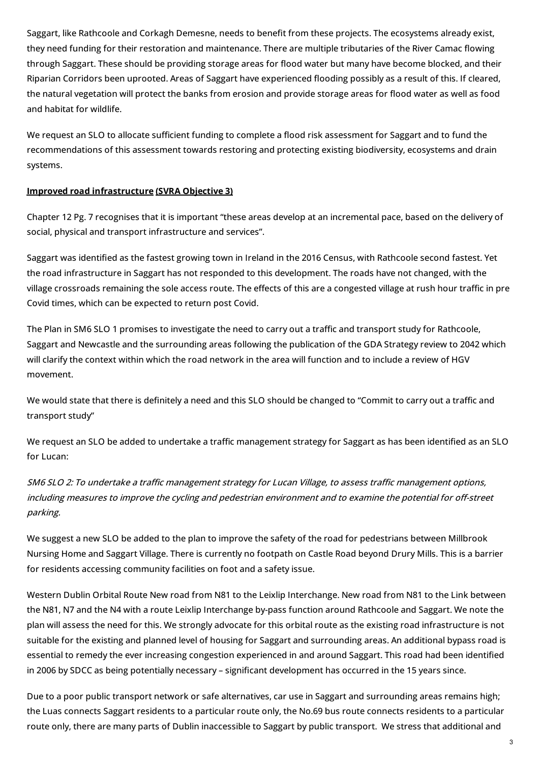Saggart, like Rathcoole and Corkagh Demesne, needs to benefit from these projects. The ecosystems already exist, they need funding for their restoration and maintenance. There are multiple tributaries of the River Camac flowing through Saggart. These should be providing storage areas for flood water but many have become blocked, and their Riparian Corridors been uprooted. Areas of Saggart have experienced flooding possibly as a result of this. If cleared, the natural vegetation will protect the banks from erosion and provide storage areas for flood water as well as food and habitat for wildlife.

We request an SLO to allocate sufficient funding to complete a flood risk assessment for Saggart and to fund the recommendations of this assessment towards restoring and protecting existing biodiversity, ecosystems and drain systems.

**Improved road infrastructure (SVRA Objective 3)**

Chapter 12 Pg. 7 recognises that it is important "these areas develop at an incremental pace, based on the delivery of social, physical and transport infrastructure and services".

Saggart was identified as the fastest growing town in Ireland in the 2016 Census, with Rathcoole second fastest. Yet the road infrastructure in Saggart has not responded to this development. The roads have not changed, with the village crossroads remaining the sole access route. The effects of this are a congested village at rush hour traffic in pre Covid times, which can be expected to return post Covid.

The Plan in SM6 SLO 1 promises to investigate the need to carry out a traffic and transport study for Rathcoole, Saggart and Newcastle and the surrounding areas following the publication of the GDA Strategy review to 2042 which will clarify the context within which the road network in the area will function and to include a review of HGV movement.

We would state that there is definitely a need and this SLO should be changed to "Commit to carry out a traffic and transport study"

We request an SLO be added to undertake a traffic management strategy for Saggart as has been identified as an SLO for Lucan:

*SM6 SLO 2: To undertake a traffic management strategy for Lucan Village, to assess traffic management options, including measures to improve the cycling and pedestrian environment and to examine the potential for off-street parking.*

We suggest a new SLO be added to the plan to improve the safety of the road for pedestrians between Millbrook Nursing Home and Saggart Village. There is currently no footpath on Castle Road beyond Drury Mills. This is a barrier for residents accessing community facilities on foot and a safety issue.

Western Dublin Orbital Route New road from N81 to the Leixlip Interchange. New road from N81 to the Link between the N81, N7 and the N4 with a route Leixlip Interchange by-pass function around Rathcoole and Saggart. We note the plan will assess the need for this. We strongly advocate for this orbital route as the existing road infrastructure is not suitable for the existing and planned level of housing for Saggart and surrounding areas. An additional bypass road is essential to remedy the ever increasing congestion experienced in and around Saggart. This road had been identified in 2006 by SDCC as being potentially necessary – significant development has occurred in the 15 years since.

Due to a poor public transport network or safe alternatives, car use in Saggart and surrounding areas remains high; the Luas connects Saggart residents to a particular route only, the No.69 bus route connects residents to a particular route only, there are many parts of Dublin inaccessible to Saggart by public transport. We stress that additional and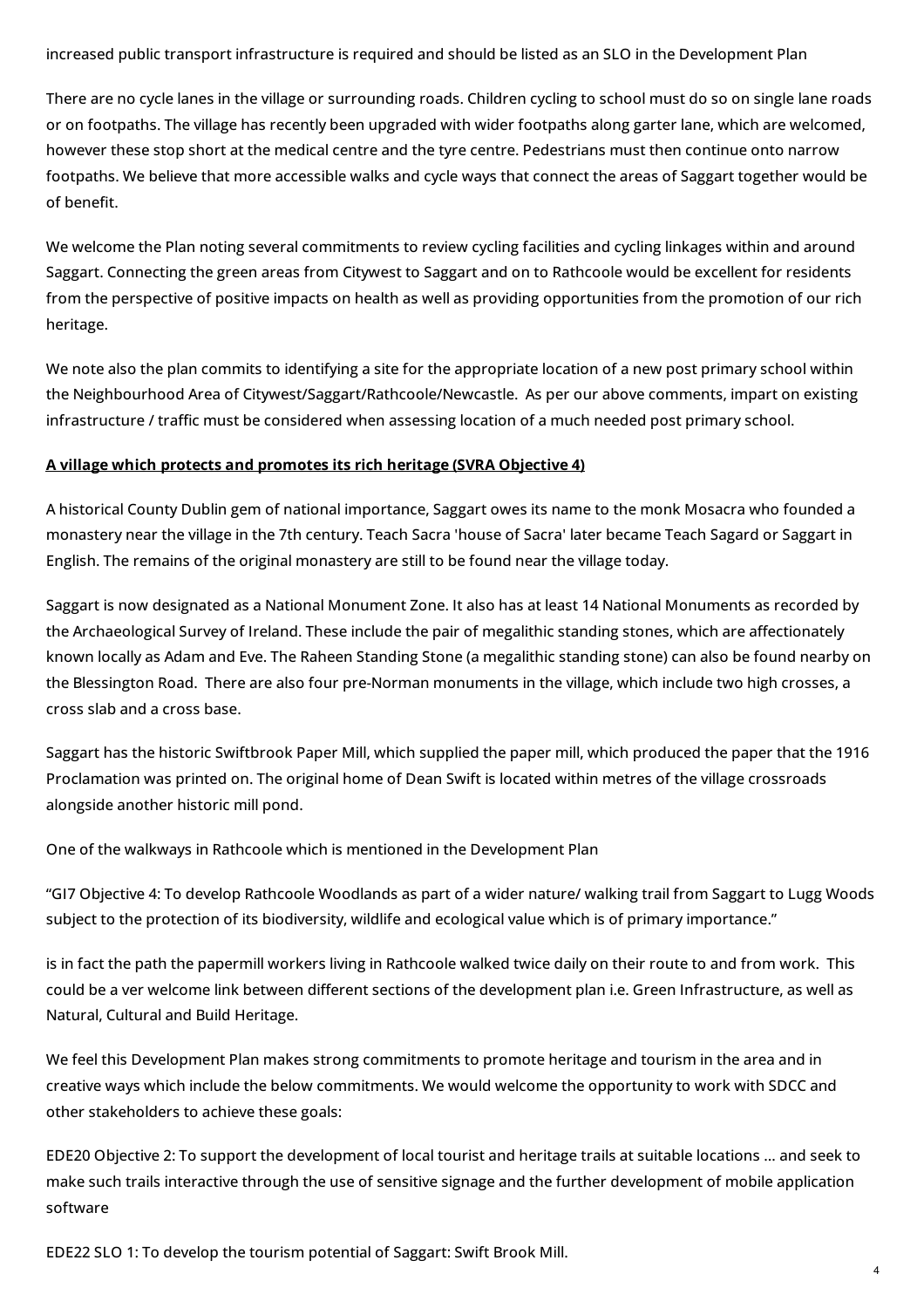increased public transport infrastructure is required and should be listed as an SLO in the Development Plan

There are no cycle lanes in the village or surrounding roads. Children cycling to school must do so on single lane roads or on footpaths. The village has recently been upgraded with wider footpaths along garter lane, which are welcomed, however these stop short at the medical centre and the tyre centre. Pedestrians must then continue onto narrow footpaths. We believe that more accessible walks and cycle ways that connect the areas of Saggart together would be of benefit.

We welcome the Plan noting several commitments to review cycling facilities and cycling linkages within and around Saggart. Connecting the green areas from Citywest to Saggart and on to Rathcoole would be excellent for residents from the perspective of positive impacts on health as well as providing opportunities from the promotion of our rich heritage.

We note also the plan commits to identifying a site for the appropriate location of a new post primary school within the Neighbourhood Area of Citywest/Saggart/Rathcoole/Newcastle. As per our above comments, impart on existing infrastructure / traffic must be considered when assessing location of a much needed post primary school.

**A village which protects and promotes its rich heritage (SVRA Objective 4)**

A historical County Dublin gem of national importance, Saggart owes its name to the monk Mosacra who founded a monastery near the village in the 7th century. Teach Sacra 'house of Sacra' later became Teach Sagard or Saggart in English. The remains of the original monastery are still to be found near the village today.

Saggart is now designated as a National Monument Zone. It also has at least 14 National Monuments as recorded by the Archaeological Survey of Ireland. These include the pair of megalithic standing stones, which are affectionately known locally as Adam and Eve. The Raheen Standing Stone (a megalithic standing stone) can also be found nearby on the Blessington Road. There are also four pre-Norman monuments in the village, which include two high crosses, a cross slab and a cross base.

Saggart has the historic Swiftbrook Paper Mill, which supplied the paper mill, which produced the paper that the 1916 Proclamation was printed on. The original home of Dean Swift is located within metres of the village crossroads alongside another historic mill pond.

One of the walkways in Rathcoole which is mentioned in the Development Plan

"GI7 Objective 4: To develop Rathcoole Woodlands as part of a wider nature/ walking trail from Saggart to Lugg Woods subject to the protection of its biodiversity, wildlife and ecological value which is of primary importance."

is in fact the path the papermill workers living in Rathcoole walked twice daily on their route to and from work. This could be a ver welcome link between different sections of the development plan i.e. Green Infrastructure, as well as Natural, Cultural and Build Heritage.

We feel this Development Plan makes strong commitments to promote heritage and tourism in the area and in creative ways which include the below commitments. We would welcome the opportunity to work with SDCC and other stakeholders to achieve these goals:

EDE20 Objective 2: To support the development of local tourist and heritage trails at suitable locations ... and seek to make such trails interactive through the use of sensitive signage and the further development of mobile application software

EDE22 SLO 1: To develop the tourism potential of Saggart: Swift Brook Mill.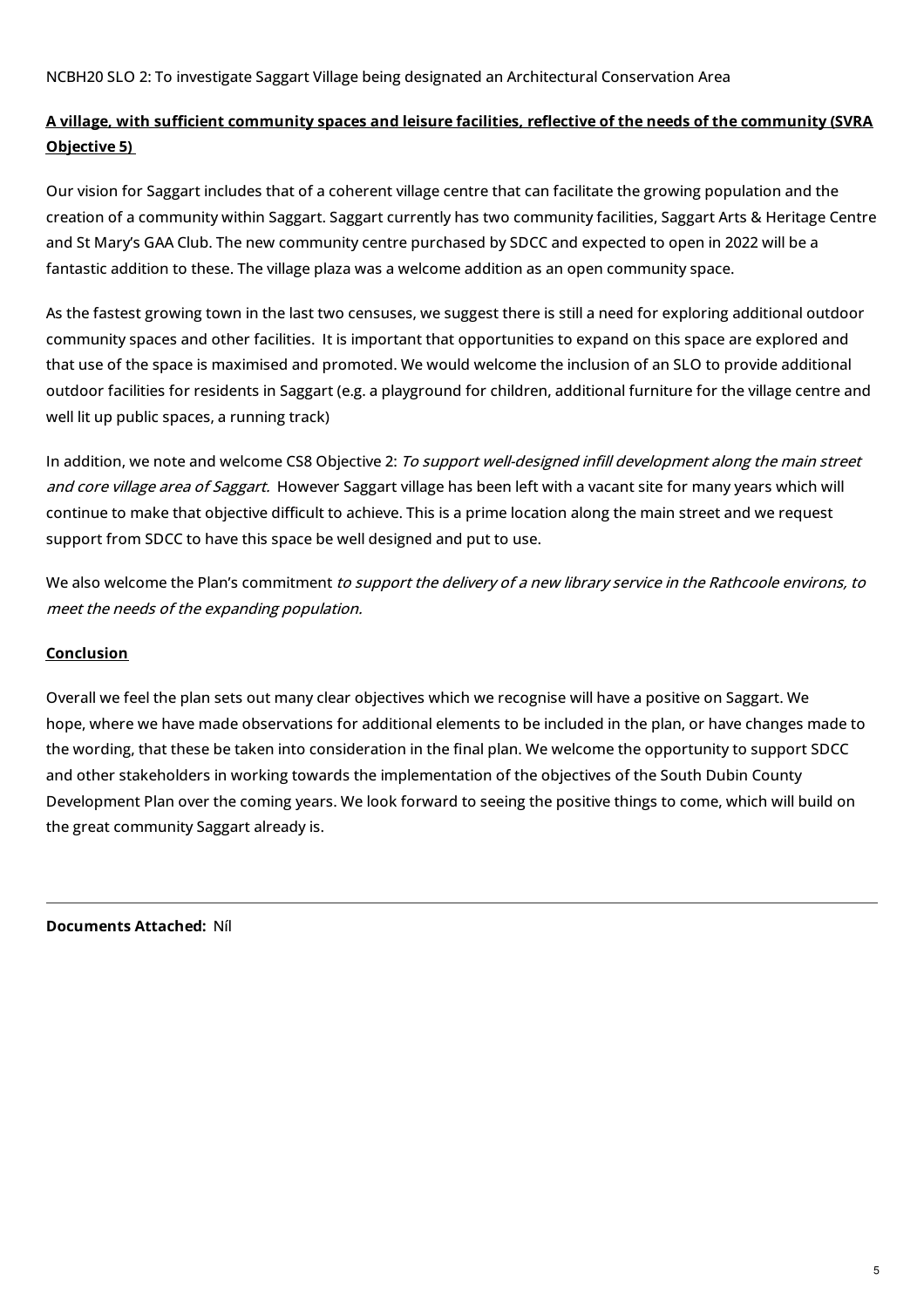NCBH20 SLO 2: To investigate Saggart Village being designated an Architectural Conservation Area

**A village, with sufficient community spaces and leisure facilities, reflective of the needs of the community (SVRA Objective 5)**

Our vision for Saggart includes that of a coherent village centre that can facilitate the growing population and the creation of a community within Saggart. Saggart currently has two community facilities, Saggart Arts & Heritage Centre and St Mary's GAA Club. The new community centre purchased by SDCC and expected to open in 2022 will be a fantastic addition to these. The village plaza was a welcome addition as an open community space.

As the fastest growing town in the last two censuses, we suggest there is still a need for exploring additional outdoor community spaces and other facilities. It is important that opportunities to expand on this space are explored and that use of the space is maximised and promoted. We would welcome the inclusion of an SLO to provide additional outdoor facilities for residents in Saggart (e.g. a playground for children, additional furniture for the village centre and well lit up public spaces, a running track)

In addition, we note and welcome CS8 Objective 2: *To support well-designed infill development along the main street and core village area of Saggart.* However Saggart village has been left with a vacant site for many years which will continue to make that objective difficult to achieve. This is a prime location along the main street and we request support from SDCC to have this space be well designed and put to use.

We also welcome the Plan's commitment *to support the delivery of a new library service in the Rathcoole environs, to meet the needs of the expanding population.*

**Conclusion**

Overall we feel the plan sets out many clear objectives which we recognise will have a positive on Saggart. We hope, where we have made observations for additional elements to be included in the plan, or have changes made to the wording, that these be taken into consideration in the final plan. We welcome the opportunity to support SDCC and other stakeholders in working towards the implementation of the objectives of the South Dubin County Development Plan over the coming years. We look forward to seeing the positive things to come, which will build on the great community Saggart already is.

---

**Documents Attached:** Níl